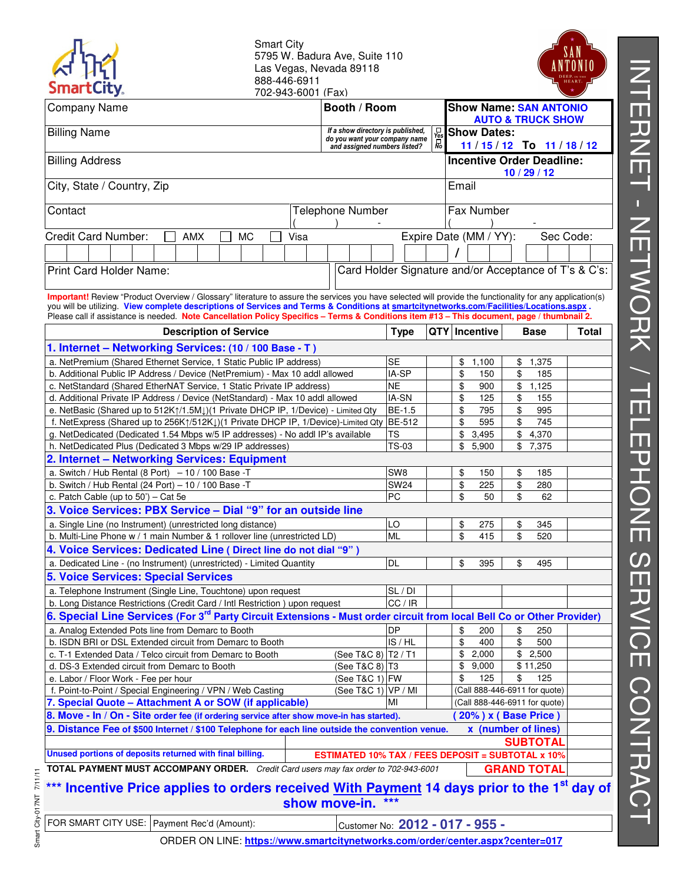Smart City
5795 W. Badura Ave, Suite 110
Las Vegas, Nevada 89118
888-446-6911
702-943-6001 (Fax)

# INTERNET - NETWORK / TELEPHONE SERVICE CONTRACT

| Company Name | Booth / Room | Show Name: SAN ANTONIO AUTO & TRUCK SHOW |
|---|---|---|
| Billing Name | *If a show directory is published, do you want your company name and assigned numbers listed?* ☐ Yes ☐ No | Show Dates: 11 / 15 / 12 To 11 / 18 / 12 |
| Billing Address | | Incentive Order Deadline: 10 / 29 / 12 |
| City, State / Country, Zip | | Email |
| Contact | Telephone Number ( ) - | Fax Number ( ) - |

Credit Card Number: ☐ AMX ☐ MC ☐ Visa    Expire Date (MM / YY): /    Sec Code:

Print Card Holder Name:    Card Holder Signature and/or Acceptance of T's & C's:

**Important!** Review "Product Overview / Glossary" literature to assure the services you have selected will provide the functionality for any application(s) you will be utilizing. **View complete descriptions of Services and Terms & Conditions at smartcitynetworks.com/Facilities/Locations.aspx**. Please call if assistance is needed. **Note Cancellation Policy Specifics – Terms & Conditions item #13 – This document, page / thumbnail 2.**

| Description of Service | Type | QTY | Incentive | Base | Total |
|---|---|---|---|---|---|
| **1. Internet – Networking Services: (10 / 100 Base - T )** | | | | | |
| a. NetPremium (Shared Ethernet Service, 1 Static Public IP address) | SE | | $ 1,100 | $ 1,375 | |
| b. Additional Public IP Address / Device (NetPremium) - Max 10 addl allowed | IA-SP | | $ 150 | $ 185 | |
| c. NetStandard (Shared EtherNAT Service, 1 Static Private IP address) | NE | | $ 900 | $ 1,125 | |
| d. Additional Private IP Address / Device (NetStandard) - Max 10 addl allowed | IA-SN | | $ 125 | $ 155 | |
| e. NetBasic (Shared up to 512K↑/1.5M↓)(1 Private DHCP IP, 1/Device) - Limited Qty | BE-1.5 | | $ 795 | $ 995 | |
| f. NetExpress (Shared up to 256K↑/512K↓)(1 Private DHCP IP, 1/Device)-Limited Qty | BE-512 | | $ 595 | $ 745 | |
| g. NetDedicated (Dedicated 1.54 Mbps w/5 IP addresses) - No addl IP's available | TS | | $ 3,495 | $ 4,370 | |
| h. NetDedicated Plus (Dedicated 3 Mbps w/29 IP addresses) | TS-03 | | $ 5,900 | $ 7,375 | |
| **2. Internet – Networking Services: Equipment** | | | | | |
| a. Switch / Hub Rental (8 Port) – 10 / 100 Base -T | SW8 | | $ 150 | $ 185 | |
| b. Switch / Hub Rental (24 Port) – 10 / 100 Base -T | SW24 | | $ 225 | $ 280 | |
| c. Patch Cable (up to 50') – Cat 5e | PC | | $ 50 | $ 62 | |
| **3. Voice Services: PBX Service – Dial "9" for an outside line** | | | | | |
| a. Single Line (no Instrument) (unrestricted long distance) | LO | | $ 275 | $ 345 | |
| b. Multi-Line Phone w / 1 main Number & 1 rollover line (unrestricted LD) | ML | | $ 415 | $ 520 | |
| **4. Voice Services: Dedicated Line ( Direct line do not dial "9" )** | | | | | |
| a. Dedicated Line - (no Instrument) (unrestricted) - Limited Quantity | DL | | $ 395 | $ 495 | |
| **5. Voice Services: Special Services** | | | | | |
| a. Telephone Instrument (Single Line, Touchtone) upon request | SL / DI | | | | |
| b. Long Distance Restrictions (Credit Card / Intl Restriction ) upon request | CC / IR | | | | |
| **6. Special Line Services (For 3rd Party Circuit Extensions - Must order circuit from local Bell Co or Other Provider)** | | | | | |
| a. Analog Extended Pots line from Demarc to Booth | DP | | $ 200 | $ 250 | |
| b. ISDN BRI or DSL Extended circuit from Demarc to Booth | IS / HL | | $ 400 | $ 500 | |
| c. T-1 Extended Data / Telco circuit from Demarc to Booth (See T&C 8) | T2 / T1 | | $ 2,000 | $ 2,500 | |
| d. DS-3 Extended circuit from Demarc to Booth (See T&C 8) | T3 | | $ 9,000 | $ 11,250 | |
| e. Labor / Floor Work - Fee per hour (See T&C 1) | FW | | $ 125 | $ 125 | |
| f. Point-to-Point / Special Engineering / VPN / Web Casting (See T&C 1) | VP / MI | | (Call 888-446-6911 for quote) | | |
| **7. Special Quote – Attachment A or SOW (if applicable)** | MI | | (Call 888-446-6911 for quote) | | |
| **8. Move - In / On - Site order fee (if ordering service after show move-in has started).** | | | ( 20% ) x ( Base Price ) | | |
| **9. Distance Fee of $500 Internet / $100 Telephone for each line outside the convention venue.** | | | x (number of lines) | | |
| | | | | **SUBTOTAL** | |
| Unused portions of deposits returned with final billing. | | | ESTIMATED 10% TAX / FEES DEPOSIT = SUBTOTAL x 10% | | |
| **TOTAL PAYMENT MUST ACCOMPANY ORDER.** *Credit Card users may fax order to 702-943-6001* | | | | **GRAND TOTAL** | |

**\*\*\* Incentive Price applies to orders received With Payment 14 days prior to the 1st day of show move-in. \*\*\***

| FOR SMART CITY USE: | Payment Rec'd (Amount): | Customer No: 2012 - 017 - 955 - |
|---|---|---|

ORDER ON LINE: https://www.smartcitynetworks.com/order/center.aspx?center=017

Smart City-017NT 7/11/11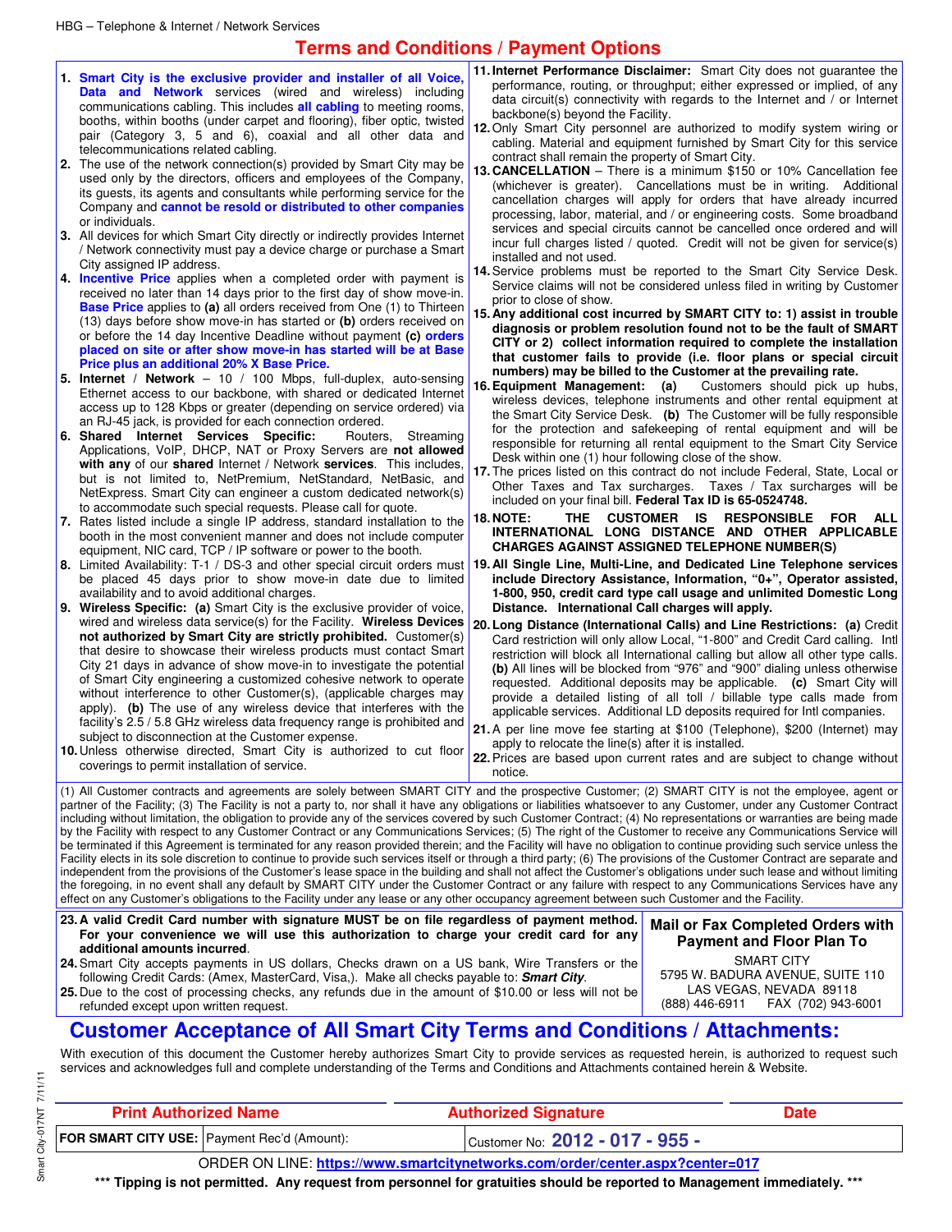HBG – Telephone & Internet / Network Services

# Terms and Conditions / Payment Options

1. **Smart City is the exclusive provider and installer of all Voice, Data and Network** services (wired and wireless) including communications cabling. This includes **all cabling** to meeting rooms, booths, within booths (under carpet and flooring), fiber optic, twisted pair (Category 3, 5 and 6), coaxial and all other data and telecommunications related cabling.
2. The use of the network connection(s) provided by Smart City may be used only by the directors, officers and employees of the Company, its guests, its agents and consultants while performing service for the Company and **cannot be resold or distributed to other companies** or individuals.
3. All devices for which Smart City directly or indirectly provides Internet / Network connectivity must pay a device charge or purchase a Smart City assigned IP address.
4. **Incentive Price** applies when a completed order with payment is received no later than 14 days prior to the first day of show move-in. **Base Price** applies to **(a)** all orders received from One (1) to Thirteen (13) days before show move-in has started or **(b)** orders received on or before the 14 day Incentive Deadline without payment **(c) orders placed on site or after show move-in has started will be at Base Price plus an additional 20% X Base Price.**
5. **Internet / Network** – 10 / 100 Mbps, full-duplex, auto-sensing Ethernet access to our backbone, with shared or dedicated Internet access up to 128 Kbps or greater (depending on service ordered) via an RJ-45 jack, is provided for each connection ordered.
6. **Shared Internet Services Specific:** Routers, Streaming Applications, VoIP, DHCP, NAT or Proxy Servers are **not allowed with any** of our **shared** Internet / Network **services**. This includes, but is not limited to, NetPremium, NetStandard, NetBasic, and NetExpress. Smart City can engineer a custom dedicated network(s) to accommodate such special requests. Please call for quote.
7. Rates listed include a single IP address, standard installation to the booth in the most convenient manner and does not include computer equipment, NIC card, TCP / IP software or power to the booth.
8. Limited Availability: T-1 / DS-3 and other special circuit orders must be placed 45 days prior to show move-in date due to limited availability and to avoid additional charges.
9. **Wireless Specific: (a)** Smart City is the exclusive provider of voice, wired and wireless data service(s) for the Facility. **Wireless Devices not authorized by Smart City are strictly prohibited.** Customer(s) that desire to showcase their wireless products must contact Smart City 21 days in advance of show move-in to investigate the potential of Smart City engineering a customized cohesive network to operate without interference to other Customer(s), (applicable charges may apply). **(b)** The use of any wireless device that interferes with the facility's 2.5 / 5.8 GHz wireless data frequency range is prohibited and subject to disconnection at the Customer expense.
10. Unless otherwise directed, Smart City is authorized to cut floor coverings to permit installation of service.
11. **Internet Performance Disclaimer:** Smart City does not guarantee the performance, routing, or throughput; either expressed or implied, of any data circuit(s) connectivity with regards to the Internet and / or Internet backbone(s) beyond the Facility.
12. Only Smart City personnel are authorized to modify system wiring or cabling. Material and equipment furnished by Smart City for this service contract shall remain the property of Smart City.
13. **CANCELLATION** – There is a minimum $150 or 10% Cancellation fee (whichever is greater). Cancellations must be in writing. Additional cancellation charges will apply for orders that have already incurred processing, labor, material, and / or engineering costs. Some broadband services and special circuits cannot be cancelled once ordered and will incur full charges listed / quoted. Credit will not be given for service(s) installed and not used.
14. Service problems must be reported to the Smart City Service Desk. Service claims will not be considered unless filed in writing by Customer prior to close of show.
15. **Any additional cost incurred by SMART CITY to: 1) assist in trouble diagnosis or problem resolution found not to be the fault of SMART CITY or 2) collect information required to complete the installation that customer fails to provide (i.e. floor plans or special circuit numbers) may be billed to the Customer at the prevailing rate.**
16. **Equipment Management: (a)** Customers should pick up hubs, wireless devices, telephone instruments and other rental equipment at the Smart City Service Desk. **(b)** The Customer will be fully responsible for the protection and safekeeping of rental equipment and will be responsible for returning all rental equipment to the Smart City Service Desk within one (1) hour following close of the show.
17. The prices listed on this contract do not include Federal, State, Local or Other Taxes and Tax surcharges. Taxes / Tax surcharges will be included on your final bill. **Federal Tax ID is 65-0524748.**
18. **NOTE: THE CUSTOMER IS RESPONSIBLE FOR ALL INTERNATIONAL LONG DISTANCE AND OTHER APPLICABLE CHARGES AGAINST ASSIGNED TELEPHONE NUMBER(S)**
19. **All Single Line, Multi-Line, and Dedicated Line Telephone services include Directory Assistance, Information, "0+", Operator assisted, 1-800, 950, credit card type call usage and unlimited Domestic Long Distance. International Call charges will apply.**
20. **Long Distance (International Calls) and Line Restrictions: (a)** Credit Card restriction will only allow Local, "1-800" and Credit Card calling. Intl restriction will block all International calling but allow all other type calls. **(b)** All lines will be blocked from "976" and "900" dialing unless otherwise requested. Additional deposits may be applicable. **(c)** Smart City will provide a detailed listing of all toll / billable type calls made from applicable services. Additional LD deposits required for Intl companies.
21. A per line move fee starting at $100 (Telephone), $200 (Internet) may apply to relocate the line(s) after it is installed.
22. Prices are based upon current rates and are subject to change without notice.

(1) All Customer contracts and agreements are solely between SMART CITY and the prospective Customer; (2) SMART CITY is not the employee, agent or partner of the Facility; (3) The Facility is not a party to, nor shall it have any obligations or liabilities whatsoever to any Customer, under any Customer Contract including without limitation, the obligation to provide any of the services covered by such Customer Contract; (4) No representations or warranties are being made by the Facility with respect to any Customer Contract or any Communications Services; (5) The right of the Customer to receive any Communications Service will be terminated if this Agreement is terminated for any reason provided therein; and the Facility will have no obligation to continue providing such service unless the Facility elects in its sole discretion to continue to provide such services itself or through a third party; (6) The provisions of the Customer Contract are separate and independent from the provisions of the Customer's lease space in the building and shall not affect the Customer's obligations under such lease and without limiting the foregoing, in no event shall any default by SMART CITY under the Customer Contract or any failure with respect to any Communications Services have any effect on any Customer's obligations to the Facility under any lease or any other occupancy agreement between such Customer and the Facility.

23. **A valid Credit Card number with signature MUST be on file regardless of payment method. For your convenience we will use this authorization to charge your credit card for any additional amounts incurred**.
24. Smart City accepts payments in US dollars, Checks drawn on a US bank, Wire Transfers or the following Credit Cards: (Amex, MasterCard, Visa,). Make all checks payable to: ***Smart City***.
25. Due to the cost of processing checks, any refunds due in the amount of $10.00 or less will not be refunded except upon written request.

**Mail or Fax Completed Orders with Payment and Floor Plan To**

SMART CITY
5795 W. BADURA AVENUE, SUITE 110
LAS VEGAS, NEVADA 89118
(888) 446-6911 FAX (702) 943-6001

## Customer Acceptance of All Smart City Terms and Conditions / Attachments:

With execution of this document the Customer hereby authorizes Smart City to provide services as requested herein, is authorized to request such services and acknowledges full and complete understanding of the Terms and Conditions and Attachments contained herein & Website.

| Print Authorized Name | Authorized Signature | Date |
|---|---|---|
| | | |

| FOR SMART CITY USE: | Payment Rec'd (Amount): | Customer No: **2012 - 017 - 955 -** |
|---|---|---|

ORDER ON LINE: https://www.smartcitynetworks.com/order/center.aspx?center=017

**\*\*\* Tipping is not permitted. Any request from personnel for gratuities should be reported to Management immediately. \*\*\***

Smart City-017NT 7/11/11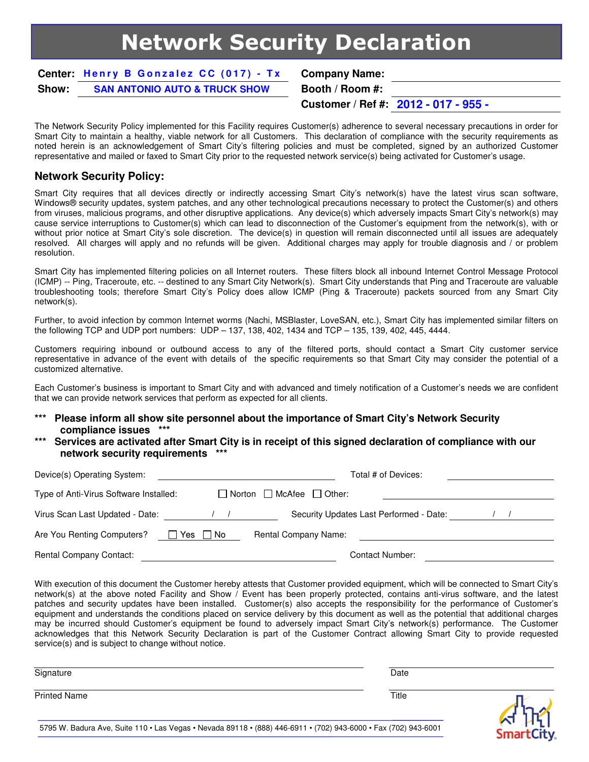# Network Security Declaration

| | | | |
|---|---|---|---|
| **Center:** | Henry B Gonzalez CC (017) - Tx | **Company Name:** | |
| **Show:** | SAN ANTONIO AUTO & TRUCK SHOW | **Booth / Room #:** | |
| | | **Customer / Ref #:** | 2012 - 017 - 955 - |

The Network Security Policy implemented for this Facility requires Customer(s) adherence to several necessary precautions in order for Smart City to maintain a healthy, viable network for all Customers. This declaration of compliance with the security requirements as noted herein is an acknowledgement of Smart City's filtering policies and must be completed, signed by an authorized Customer representative and mailed or faxed to Smart City prior to the requested network service(s) being activated for Customer's usage.

## Network Security Policy:

Smart City requires that all devices directly or indirectly accessing Smart City's network(s) have the latest virus scan software, Windows® security updates, system patches, and any other technological precautions necessary to protect the Customer(s) and others from viruses, malicious programs, and other disruptive applications. Any device(s) which adversely impacts Smart City's network(s) may cause service interruptions to Customer(s) which can lead to disconnection of the Customer's equipment from the network(s), with or without prior notice at Smart City's sole discretion. The device(s) in question will remain disconnected until all issues are adequately resolved. All charges will apply and no refunds will be given. Additional charges may apply for trouble diagnosis and / or problem resolution.

Smart City has implemented filtering policies on all Internet routers. These filters block all inbound Internet Control Message Protocol (ICMP) -- Ping, Traceroute, etc. -- destined to any Smart City Network(s). Smart City understands that Ping and Traceroute are valuable troubleshooting tools; therefore Smart City's Policy does allow ICMP (Ping & Traceroute) packets sourced from any Smart City network(s).

Further, to avoid infection by common Internet worms (Nachi, MSBlaster, LoveSAN, etc.), Smart City has implemented similar filters on the following TCP and UDP port numbers: UDP – 137, 138, 402, 1434 and TCP – 135, 139, 402, 445, 4444.

Customers requiring inbound or outbound access to any of the filtered ports, should contact a Smart City customer service representative in advance of the event with details of the specific requirements so that Smart City may consider the potential of a customized alternative.

Each Customer's business is important to Smart City and with advanced and timely notification of a Customer's needs we are confident that we can provide network services that perform as expected for all clients.

**\*\*\* Please inform all show site personnel about the importance of Smart City's Network Security compliance issues \*\*\***

**\*\*\* Services are activated after Smart City is in receipt of this signed declaration of compliance with our network security requirements \*\*\***

Device(s) Operating System: ______________________ Total # of Devices: ______________

Type of Anti-Virus Software Installed: ☐ Norton ☐ McAfee ☐ Other: ______________________

Virus Scan Last Updated - Date: ____/____/____ Security Updates Last Performed - Date: ____/____/____

Are You Renting Computers? ☐ Yes ☐ No Rental Company Name: ______________________

Rental Company Contact: ______________________ Contact Number: ______________________

With execution of this document the Customer hereby attests that Customer provided equipment, which will be connected to Smart City's network(s) at the above noted Facility and Show / Event has been properly protected, contains anti-virus software, and the latest patches and security updates have been installed. Customer(s) also accepts the responsibility for the performance of Customer's equipment and understands the conditions placed on service delivery by this document as well as the potential that additional charges may be incurred should Customer's equipment be found to adversely impact Smart City's network(s) performance. The Customer acknowledges that this Network Security Declaration is part of the Customer Contract allowing Smart City to provide requested service(s) and is subject to change without notice.

______________________________ ______________
Signature Date

______________________________ ______________
Printed Name Title

5795 W. Badura Ave, Suite 110 • Las Vegas • Nevada 89118 • (888) 446-6911 • (702) 943-6000 • Fax (702) 943-6001

SmartCity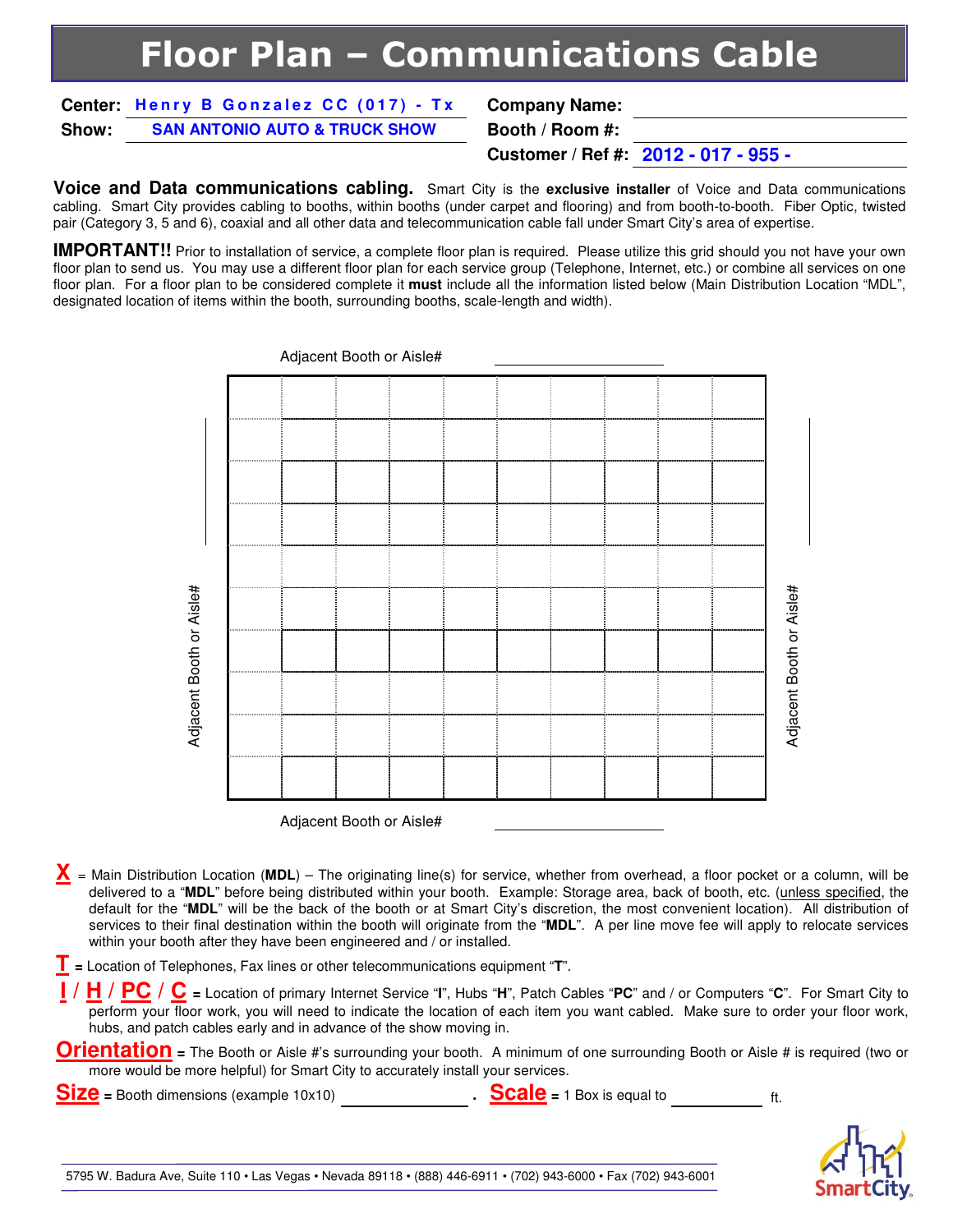# Floor Plan – Communications Cable

**Center:** Henry B Gonzalez CC (017) - Tx

**Show:** SAN ANTONIO AUTO & TRUCK SHOW

**Company Name:** \_\_\_\_\_\_\_\_\_\_\_\_\_\_\_\_

**Booth / Room #:** \_\_\_\_\_\_\_\_\_\_\_\_\_\_\_\_

**Customer / Ref #:** 2012 - 017 - 955 -

**Voice and Data communications cabling.** Smart City is the **exclusive installer** of Voice and Data communications cabling. Smart City provides cabling to booths, within booths (under carpet and flooring) and from booth-to-booth. Fiber Optic, twisted pair (Category 3, 5 and 6), coaxial and all other data and telecommunication cable fall under Smart City's area of expertise.

**IMPORTANT!!** Prior to installation of service, a complete floor plan is required. Please utilize this grid should you not have your own floor plan to send us. You may use a different floor plan for each service group (Telephone, Internet, etc.) or combine all services on one floor plan. For a floor plan to be considered complete it **must** include all the information listed below (Main Distribution Location "MDL", designated location of items within the booth, surrounding booths, scale-length and width).

Adjacent Booth or Aisle# \_\_\_\_\_\_\_\_\_\_\_\_\_\_\_\_

Adjacent Booth or Aisle#

Adjacent Booth or Aisle#

Adjacent Booth or Aisle# \_\_\_\_\_\_\_\_\_\_\_\_\_\_\_\_

**X** = Main Distribution Location (**MDL**) – The originating line(s) for service, whether from overhead, a floor pocket or a column, will be delivered to a "**MDL**" before being distributed within your booth. Example: Storage area, back of booth, etc. (unless specified, the default for the "**MDL**" will be the back of the booth or at Smart City's discretion, the most convenient location). All distribution of services to their final destination within the booth will originate from the "**MDL**". A per line move fee will apply to relocate services within your booth after they have been engineered and / or installed.

**T** = Location of Telephones, Fax lines or other telecommunications equipment "**T**".

**I / H / PC / C** = Location of primary Internet Service "**I**", Hubs "**H**", Patch Cables "**PC**" and / or Computers "**C**". For Smart City to perform your floor work, you will need to indicate the location of each item you want cabled. Make sure to order your floor work, hubs, and patch cables early and in advance of the show moving in.

**Orientation** = The Booth or Aisle #'s surrounding your booth. A minimum of one surrounding Booth or Aisle # is required (two or more would be more helpful) for Smart City to accurately install your services.

**Size** = Booth dimensions (example 10x10) \_\_\_\_\_\_\_\_\_\_\_\_ . **Scale** = 1 Box is equal to \_\_\_\_\_\_\_\_ ft.

5795 W. Badura Ave, Suite 110 • Las Vegas • Nevada 89118 • (888) 446-6911 • (702) 943-6000 • Fax (702) 943-6001

SmartCity